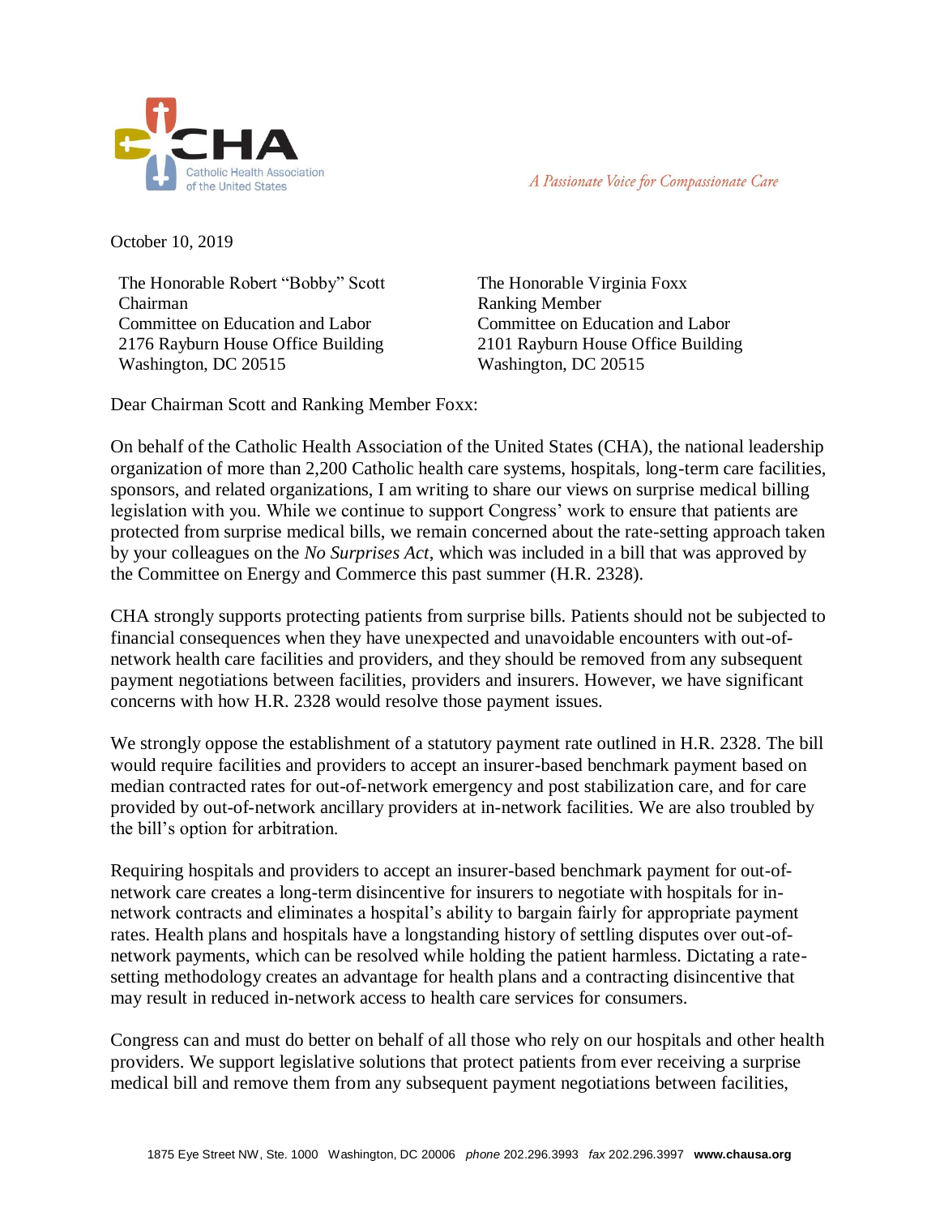CHA
Catholic Health Association of the United States

*A Passionate Voice for Compassionate Care*

October 10, 2019

The Honorable Robert "Bobby" Scott
Chairman
Committee on Education and Labor
2176 Rayburn House Office Building
Washington, DC 20515

The Honorable Virginia Foxx
Ranking Member
Committee on Education and Labor
2101 Rayburn House Office Building
Washington, DC 20515

Dear Chairman Scott and Ranking Member Foxx:

On behalf of the Catholic Health Association of the United States (CHA), the national leadership organization of more than 2,200 Catholic health care systems, hospitals, long-term care facilities, sponsors, and related organizations, I am writing to share our views on surprise medical billing legislation with you. While we continue to support Congress' work to ensure that patients are protected from surprise medical bills, we remain concerned about the rate-setting approach taken by your colleagues on the *No Surprises Act,* which was included in a bill that was approved by the Committee on Energy and Commerce this past summer (H.R. 2328).

CHA strongly supports protecting patients from surprise bills. Patients should not be subjected to financial consequences when they have unexpected and unavoidable encounters with out-of-network health care facilities and providers, and they should be removed from any subsequent payment negotiations between facilities, providers and insurers. However, we have significant concerns with how H.R. 2328 would resolve those payment issues.

We strongly oppose the establishment of a statutory payment rate outlined in H.R. 2328. The bill would require facilities and providers to accept an insurer-based benchmark payment based on median contracted rates for out-of-network emergency and post stabilization care, and for care provided by out-of-network ancillary providers at in-network facilities. We are also troubled by the bill's option for arbitration.

Requiring hospitals and providers to accept an insurer-based benchmark payment for out-of-network care creates a long-term disincentive for insurers to negotiate with hospitals for in-network contracts and eliminates a hospital's ability to bargain fairly for appropriate payment rates. Health plans and hospitals have a longstanding history of settling disputes over out-of-network payments, which can be resolved while holding the patient harmless. Dictating a rate-setting methodology creates an advantage for health plans and a contracting disincentive that may result in reduced in-network access to health care services for consumers.

Congress can and must do better on behalf of all those who rely on our hospitals and other health providers. We support legislative solutions that protect patients from ever receiving a surprise medical bill and remove them from any subsequent payment negotiations between facilities,

1875 Eye Street NW, Ste. 1000 Washington, DC 20006 *phone* 202.296.3993 *fax* 202.296.3997 **www.chausa.org**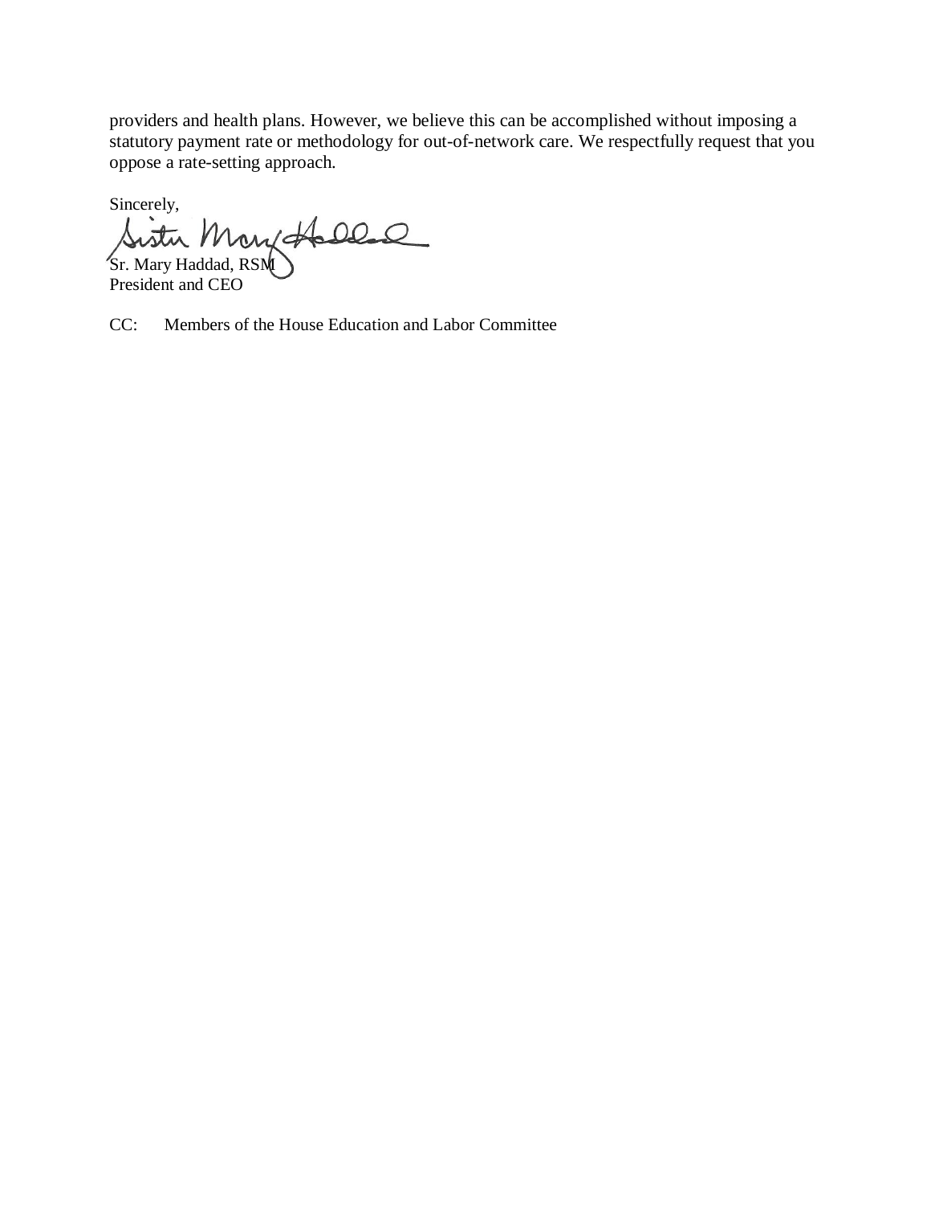providers and health plans. However, we believe this can be accomplished without imposing a statutory payment rate or methodology for out-of-network care. We respectfully request that you oppose a rate-setting approach.

Sincerely,

Sr. Mary Haddad, RSM
President and CEO

CC: Members of the House Education and Labor Committee